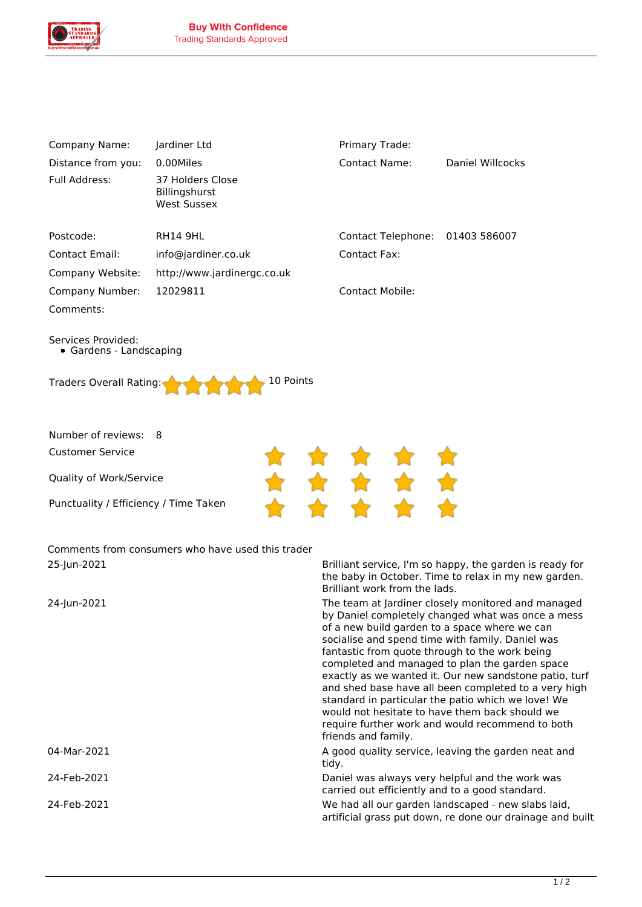**Buy With Confidence**
Trading Standards Approved

| | | | |
|---|---|---|---|
| Company Name: | Jardiner Ltd | Primary Trade: | |
| Distance from you: | 0.00Miles | Contact Name: | Daniel Willcocks |
| Full Address: | 37 Holders Close<br>Billingshurst<br>West Sussex | | |
| Postcode: | RH14 9HL | Contact Telephone: | 01403 586007 |
| Contact Email: | info@jardiner.co.uk | Contact Fax: | |
| Company Website: | http://www.jardinergc.co.uk | | |
| Company Number: | 12029811 | Contact Mobile: | |
| Comments: | | | |

Services Provided:

- Gardens - Landscaping

Traders Overall Rating: ★★★★★ 10 Points

Number of reviews: 8

| | |
|---|---|
| Customer Service | ★★★★★ |
| Quality of Work/Service | ★★★★★ |
| Punctuality / Efficiency / Time Taken | ★★★★★ |

Comments from consumers who have used this trader

| | |
|---|---|
| 25-Jun-2021 | Brilliant service, I'm so happy, the garden is ready for the baby in October. Time to relax in my new garden. Brilliant work from the lads. |
| 24-Jun-2021 | The team at Jardiner closely monitored and managed by Daniel completely changed what was once a mess of a new build garden to a space where we can socialise and spend time with family. Daniel was fantastic from quote through to the work being completed and managed to plan the garden space exactly as we wanted it. Our new sandstone patio, turf and shed base have all been completed to a very high standard in particular the patio which we love! We would not hesitate to have them back should we require further work and would recommend to both friends and family. |
| 04-Mar-2021 | A good quality service, leaving the garden neat and tidy. |
| 24-Feb-2021 | Daniel was always very helpful and the work was carried out efficiently and to a good standard. |
| 24-Feb-2021 | We had all our garden landscaped - new slabs laid, artificial grass put down, re done our drainage and built |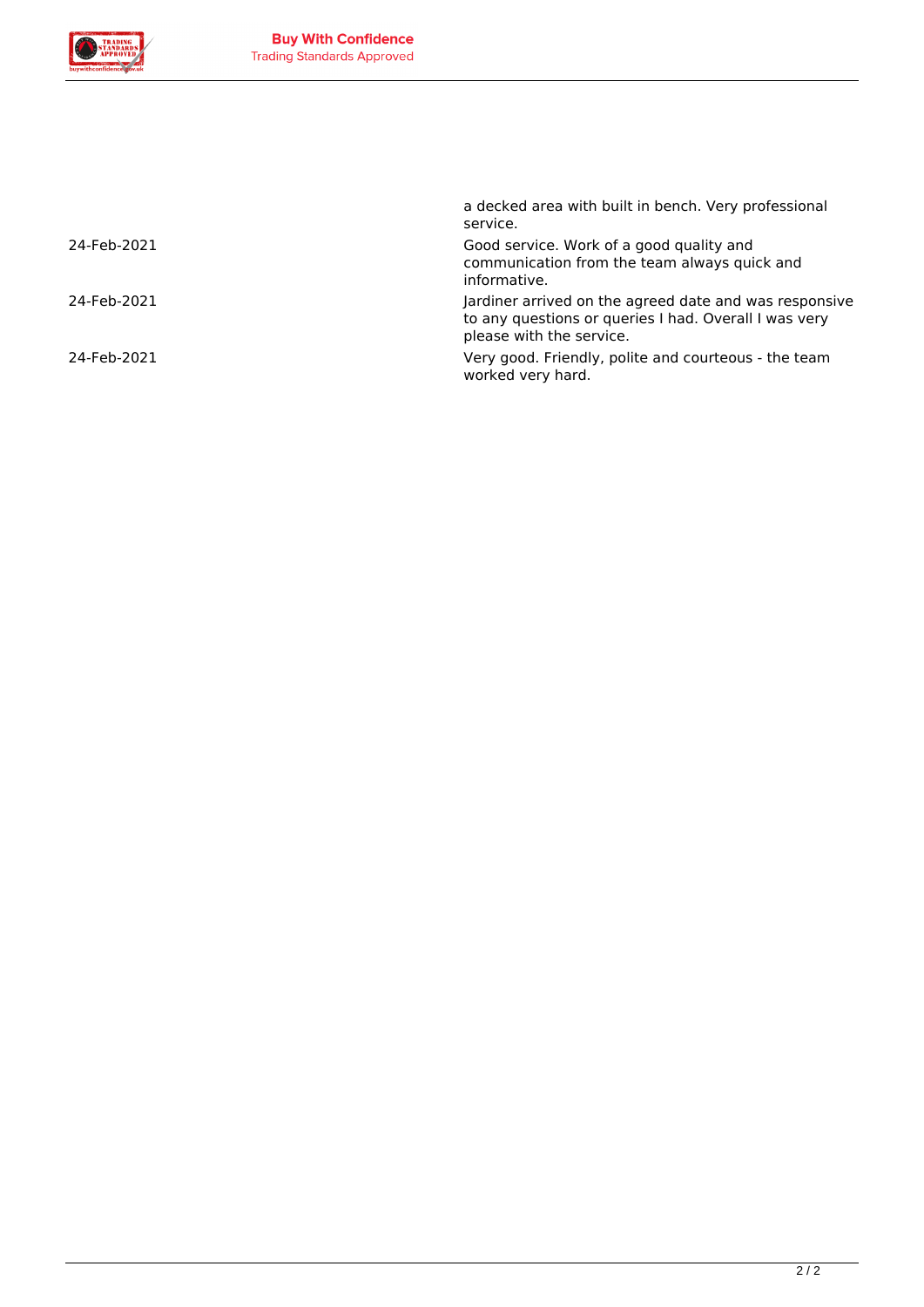| | |
|---|---|
| | a decked area with built in bench. Very professional service. |
| 24-Feb-2021 | Good service. Work of a good quality and communication from the team always quick and informative. |
| 24-Feb-2021 | Jardiner arrived on the agreed date and was responsive to any questions or queries I had. Overall I was very please with the service. |
| 24-Feb-2021 | Very good. Friendly, polite and courteous - the team worked very hard. |